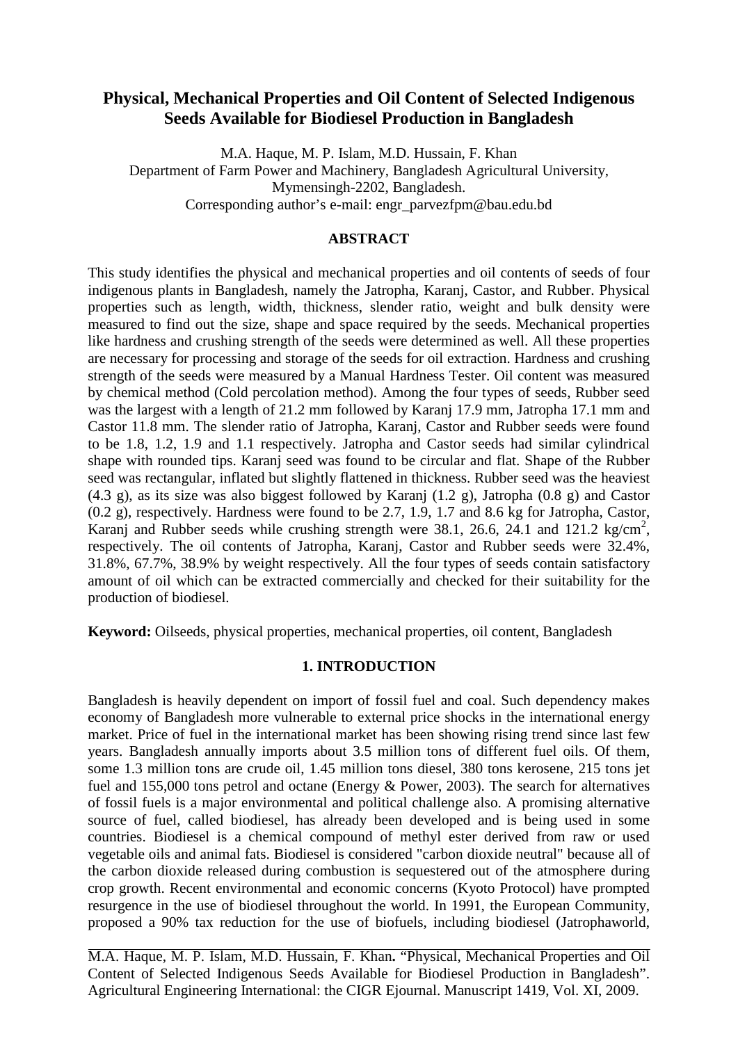# Physical, Mechanical Properties and Oil Content of Selected Indigenous Seeds Available for Biodiesel Production in Bangladesh

M.A. Haque, M. P. Islam, M.D. Hussain, F. Khan
Department of Farm Power and Machinery, Bangladesh Agricultural University, Mymensingh-2202, Bangladesh.
Corresponding author's e-mail: engr_parvezfpm@bau.edu.bd

## ABSTRACT

This study identifies the physical and mechanical properties and oil contents of seeds of four indigenous plants in Bangladesh, namely the Jatropha, Karanj, Castor, and Rubber. Physical properties such as length, width, thickness, slender ratio, weight and bulk density were measured to find out the size, shape and space required by the seeds. Mechanical properties like hardness and crushing strength of the seeds were determined as well. All these properties are necessary for processing and storage of the seeds for oil extraction. Hardness and crushing strength of the seeds were measured by a Manual Hardness Tester. Oil content was measured by chemical method (Cold percolation method). Among the four types of seeds, Rubber seed was the largest with a length of 21.2 mm followed by Karanj 17.9 mm, Jatropha 17.1 mm and Castor 11.8 mm. The slender ratio of Jatropha, Karanj, Castor and Rubber seeds were found to be 1.8, 1.2, 1.9 and 1.1 respectively. Jatropha and Castor seeds had similar cylindrical shape with rounded tips. Karanj seed was found to be circular and flat. Shape of the Rubber seed was rectangular, inflated but slightly flattened in thickness. Rubber seed was the heaviest (4.3 g), as its size was also biggest followed by Karanj (1.2 g), Jatropha (0.8 g) and Castor (0.2 g), respectively. Hardness were found to be 2.7, 1.9, 1.7 and 8.6 kg for Jatropha, Castor, Karanj and Rubber seeds while crushing strength were 38.1, 26.6, 24.1 and 121.2 kg/cm$^2$, respectively. The oil contents of Jatropha, Karanj, Castor and Rubber seeds were 32.4%, 31.8%, 67.7%, 38.9% by weight respectively. All the four types of seeds contain satisfactory amount of oil which can be extracted commercially and checked for their suitability for the production of biodiesel.

**Keyword:** Oilseeds, physical properties, mechanical properties, oil content, Bangladesh

## 1. INTRODUCTION

Bangladesh is heavily dependent on import of fossil fuel and coal. Such dependency makes economy of Bangladesh more vulnerable to external price shocks in the international energy market. Price of fuel in the international market has been showing rising trend since last few years. Bangladesh annually imports about 3.5 million tons of different fuel oils. Of them, some 1.3 million tons are crude oil, 1.45 million tons diesel, 380 tons kerosene, 215 tons jet fuel and 155,000 tons petrol and octane (Energy & Power, 2003). The search for alternatives of fossil fuels is a major environmental and political challenge also. A promising alternative source of fuel, called biodiesel, has already been developed and is being used in some countries. Biodiesel is a chemical compound of methyl ester derived from raw or used vegetable oils and animal fats. Biodiesel is considered "carbon dioxide neutral" because all of the carbon dioxide released during combustion is sequestered out of the atmosphere during crop growth. Recent environmental and economic concerns (Kyoto Protocol) have prompted resurgence in the use of biodiesel throughout the world. In 1991, the European Community, proposed a 90% tax reduction for the use of biofuels, including biodiesel (Jatrophaworld,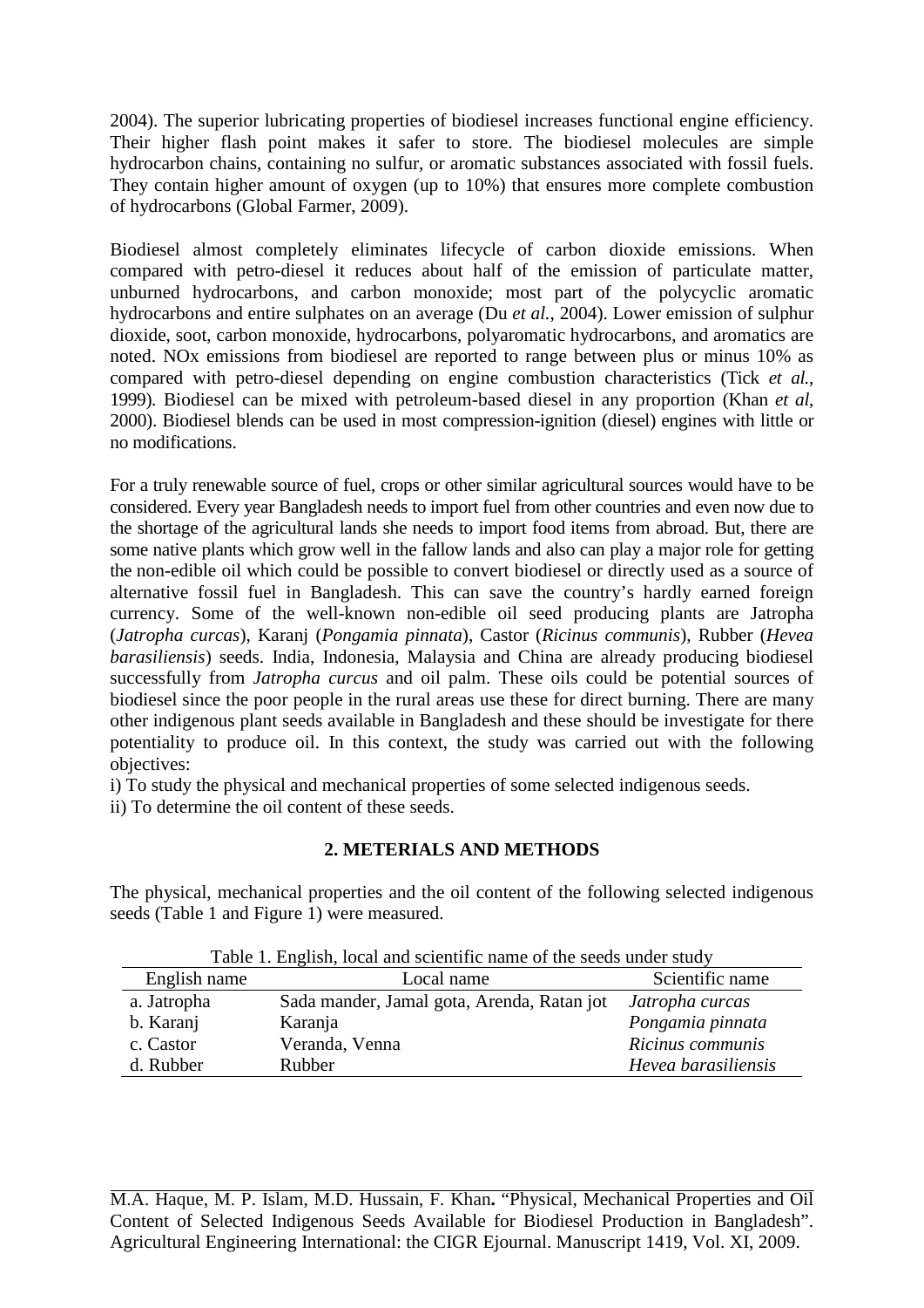2004). The superior lubricating properties of biodiesel increases functional engine efficiency. Their higher flash point makes it safer to store. The biodiesel molecules are simple hydrocarbon chains, containing no sulfur, or aromatic substances associated with fossil fuels. They contain higher amount of oxygen (up to 10%) that ensures more complete combustion of hydrocarbons (Global Farmer, 2009).

Biodiesel almost completely eliminates lifecycle of carbon dioxide emissions. When compared with petro-diesel it reduces about half of the emission of particulate matter, unburned hydrocarbons, and carbon monoxide; most part of the polycyclic aromatic hydrocarbons and entire sulphates on an average (Du *et al.*, 2004). Lower emission of sulphur dioxide, soot, carbon monoxide, hydrocarbons, polyaromatic hydrocarbons, and aromatics are noted. NOx emissions from biodiesel are reported to range between plus or minus 10% as compared with petro-diesel depending on engine combustion characteristics (Tick *et al.,* 1999). Biodiesel can be mixed with petroleum-based diesel in any proportion (Khan *et al,* 2000). Biodiesel blends can be used in most compression-ignition (diesel) engines with little or no modifications.

For a truly renewable source of fuel, crops or other similar agricultural sources would have to be considered. Every year Bangladesh needs to import fuel from other countries and even now due to the shortage of the agricultural lands she needs to import food items from abroad. But, there are some native plants which grow well in the fallow lands and also can play a major role for getting the non-edible oil which could be possible to convert biodiesel or directly used as a source of alternative fossil fuel in Bangladesh. This can save the country's hardly earned foreign currency. Some of the well-known non-edible oil seed producing plants are Jatropha (*Jatropha curcas*), Karanj (*Pongamia pinnata*), Castor (*Ricinus communis*), Rubber (*Hevea barasiliensis*) seeds. India, Indonesia, Malaysia and China are already producing biodiesel successfully from *Jatropha curcus* and oil palm. These oils could be potential sources of biodiesel since the poor people in the rural areas use these for direct burning. There are many other indigenous plant seeds available in Bangladesh and these should be investigate for there potentiality to produce oil. In this context, the study was carried out with the following objectives:

i) To study the physical and mechanical properties of some selected indigenous seeds.
ii) To determine the oil content of these seeds.

## 2. METERIALS AND METHODS

The physical, mechanical properties and the oil content of the following selected indigenous seeds (Table 1 and Figure 1) were measured.

Table 1. English, local and scientific name of the seeds under study

| English name | Local name | Scientific name |
|---|---|---|
| a. Jatropha | Sada mander, Jamal gota, Arenda, Ratan jot | *Jatropha curcas* |
| b. Karanj | Karanja | *Pongamia pinnata* |
| c. Castor | Veranda, Venna | *Ricinus communis* |
| d. Rubber | Rubber | *Hevea barasiliensis* |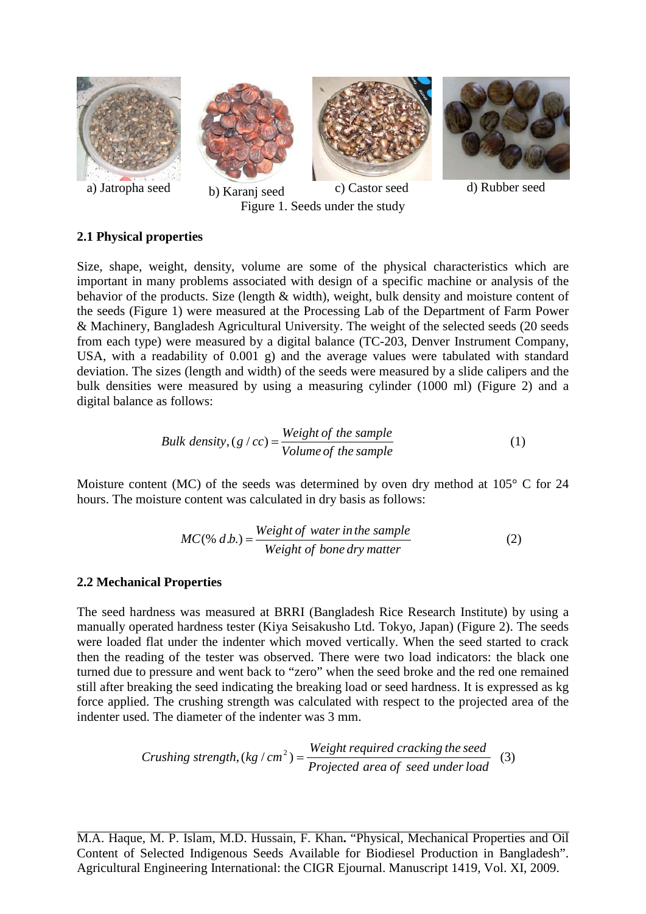a) Jatropha seed b) Karanj seed c) Castor seed d) Rubber seed

Figure 1. Seeds under the study

### 2.1 Physical properties

Size, shape, weight, density, volume are some of the physical characteristics which are important in many problems associated with design of a specific machine or analysis of the behavior of the products. Size (length & width), weight, bulk density and moisture content of the seeds (Figure 1) were measured at the Processing Lab of the Department of Farm Power & Machinery, Bangladesh Agricultural University. The weight of the selected seeds (20 seeds from each type) were measured by a digital balance (TC-203, Denver Instrument Company, USA, with a readability of 0.001 g) and the average values were tabulated with standard deviation. The sizes (length and width) of the seeds were measured by a slide calipers and the bulk densities were measured by using a measuring cylinder (1000 ml) (Figure 2) and a digital balance as follows:

$$Bulk\ density, (g/cc) = \frac{Weight\ of\ the\ sample}{Volume\ of\ the\ sample} \tag{1}$$

Moisture content (MC) of the seeds was determined by oven dry method at 105° C for 24 hours. The moisture content was calculated in dry basis as follows:

$$MC(\%\ d.b.) = \frac{Weight\ of\ water\ in\ the\ sample}{Weight\ of\ bone\ dry\ matter} \tag{2}$$

### 2.2 Mechanical Properties

The seed hardness was measured at BRRI (Bangladesh Rice Research Institute) by using a manually operated hardness tester (Kiya Seisakusho Ltd. Tokyo, Japan) (Figure 2). The seeds were loaded flat under the indenter which moved vertically. When the seed started to crack then the reading of the tester was observed. There were two load indicators: the black one turned due to pressure and went back to "zero" when the seed broke and the red one remained still after breaking the seed indicating the breaking load or seed hardness. It is expressed as kg force applied. The crushing strength was calculated with respect to the projected area of the indenter used. The diameter of the indenter was 3 mm.

$$Crushing\ strength, (kg/cm^2) = \frac{Weight\ required\ cracking\ the\ seed}{Projected\ area\ of\ seed\ under\ load} \tag{3}$$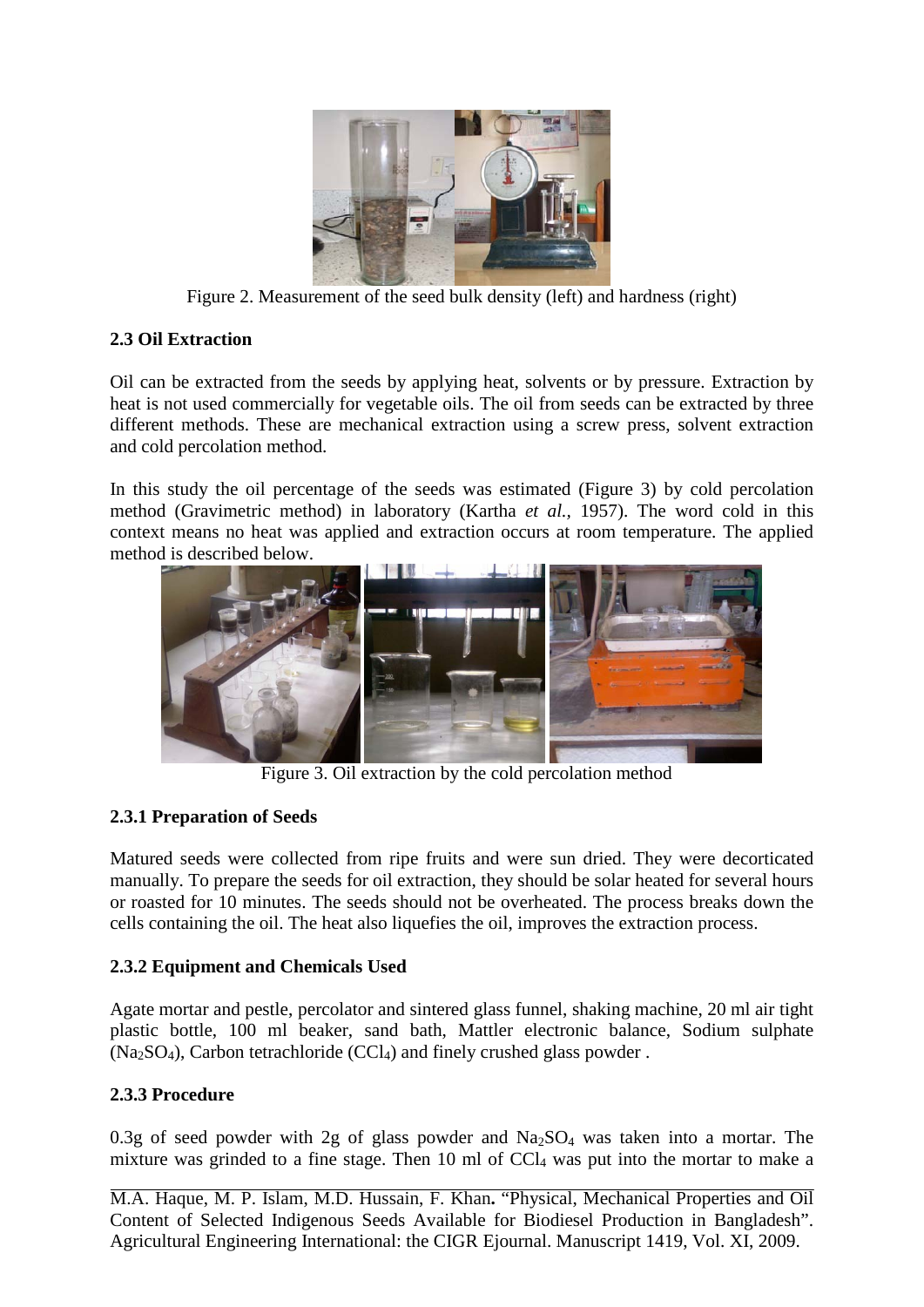Figure 2. Measurement of the seed bulk density (left) and hardness (right)

### 2.3 Oil Extraction

Oil can be extracted from the seeds by applying heat, solvents or by pressure. Extraction by heat is not used commercially for vegetable oils. The oil from seeds can be extracted by three different methods. These are mechanical extraction using a screw press, solvent extraction and cold percolation method.

In this study the oil percentage of the seeds was estimated (Figure 3) by cold percolation method (Gravimetric method) in laboratory (Kartha *et al.,* 1957). The word cold in this context means no heat was applied and extraction occurs at room temperature. The applied method is described below.

Figure 3. Oil extraction by the cold percolation method

#### 2.3.1 Preparation of Seeds

Matured seeds were collected from ripe fruits and were sun dried. They were decorticated manually. To prepare the seeds for oil extraction, they should be solar heated for several hours or roasted for 10 minutes. The seeds should not be overheated. The process breaks down the cells containing the oil. The heat also liquefies the oil, improves the extraction process.

#### 2.3.2 Equipment and Chemicals Used

Agate mortar and pestle, percolator and sintered glass funnel, shaking machine, 20 ml air tight plastic bottle, 100 ml beaker, sand bath, Mattler electronic balance, Sodium sulphate ($Na_2SO_4$), Carbon tetrachloride ($CCl_4$) and finely crushed glass powder .

#### 2.3.3 Procedure

0.3g of seed powder with 2g of glass powder and $Na_2SO_4$ was taken into a mortar. The mixture was grinded to a fine stage. Then 10 ml of $CCl_4$ was put into the mortar to make a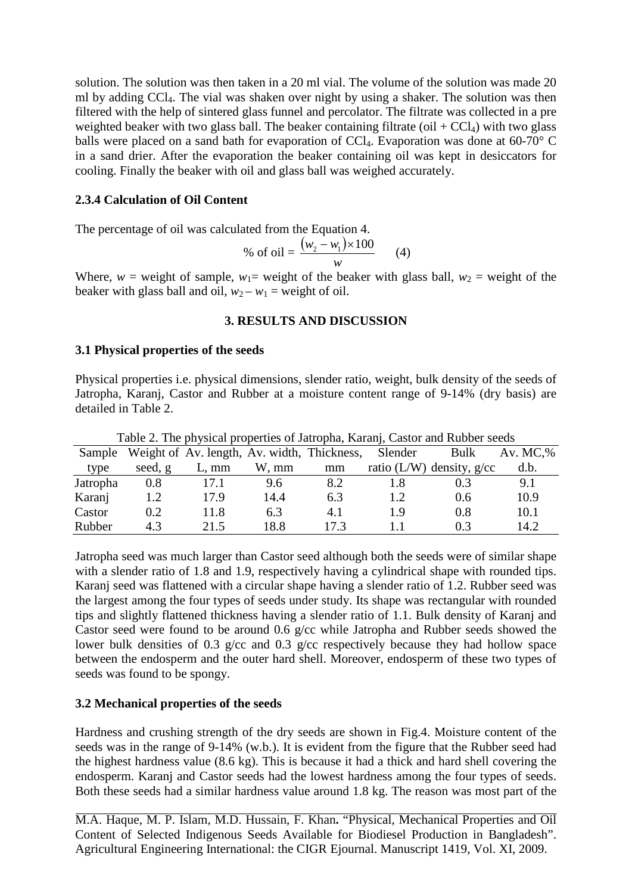solution. The solution was then taken in a 20 ml vial. The volume of the solution was made 20 ml by adding $CCl_4$. The vial was shaken over night by using a shaker. The solution was then filtered with the help of sintered glass funnel and percolator. The filtrate was collected in a pre weighted beaker with two glass ball. The beaker containing filtrate (oil + $CCl_4$) with two glass balls were placed on a sand bath for evaporation of $CCl_4$. Evaporation was done at 60-70° C in a sand drier. After the evaporation the beaker containing oil was kept in desiccators for cooling. Finally the beaker with oil and glass ball was weighed accurately.

### 2.3.4 Calculation of Oil Content

The percentage of oil was calculated from the Equation 4.

$$\% \text{ of oil} = \frac{(w_2 - w_1) \times 100}{w} \qquad (4)$$

Where, $w$ = weight of sample, $w_1$= weight of the beaker with glass ball, $w_2$ = weight of the beaker with glass ball and oil, $w_2 - w_1$ = weight of oil.

## 3. RESULTS AND DISCUSSION

### 3.1 Physical properties of the seeds

Physical properties i.e. physical dimensions, slender ratio, weight, bulk density of the seeds of Jatropha, Karanj, Castor and Rubber at a moisture content range of 9-14% (dry basis) are detailed in Table 2.

Table 2. The physical properties of Jatropha, Karanj, Castor and Rubber seeds

| Sample type | Weight of seed, g | Av. length, L, mm | Av. width, W, mm | Thickness, mm | Slender ratio (L/W) | Bulk density, g/cc | Av. MC,% d.b. |
|---|---|---|---|---|---|---|---|
| Jatropha | 0.8 | 17.1 | 9.6 | 8.2 | 1.8 | 0.3 | 9.1 |
| Karanj | 1.2 | 17.9 | 14.4 | 6.3 | 1.2 | 0.6 | 10.9 |
| Castor | 0.2 | 11.8 | 6.3 | 4.1 | 1.9 | 0.8 | 10.1 |
| Rubber | 4.3 | 21.5 | 18.8 | 17.3 | 1.1 | 0.3 | 14.2 |

Jatropha seed was much larger than Castor seed although both the seeds were of similar shape with a slender ratio of 1.8 and 1.9, respectively having a cylindrical shape with rounded tips. Karanj seed was flattened with a circular shape having a slender ratio of 1.2. Rubber seed was the largest among the four types of seeds under study. Its shape was rectangular with rounded tips and slightly flattened thickness having a slender ratio of 1.1. Bulk density of Karanj and Castor seed were found to be around 0.6 g/cc while Jatropha and Rubber seeds showed the lower bulk densities of 0.3 g/cc and 0.3 g/cc respectively because they had hollow space between the endosperm and the outer hard shell. Moreover, endosperm of these two types of seeds was found to be spongy.

### 3.2 Mechanical properties of the seeds

Hardness and crushing strength of the dry seeds are shown in Fig.4. Moisture content of the seeds was in the range of 9-14% (w.b.). It is evident from the figure that the Rubber seed had the highest hardness value (8.6 kg). This is because it had a thick and hard shell covering the endosperm. Karanj and Castor seeds had the lowest hardness among the four types of seeds. Both these seeds had a similar hardness value around 1.8 kg. The reason was most part of the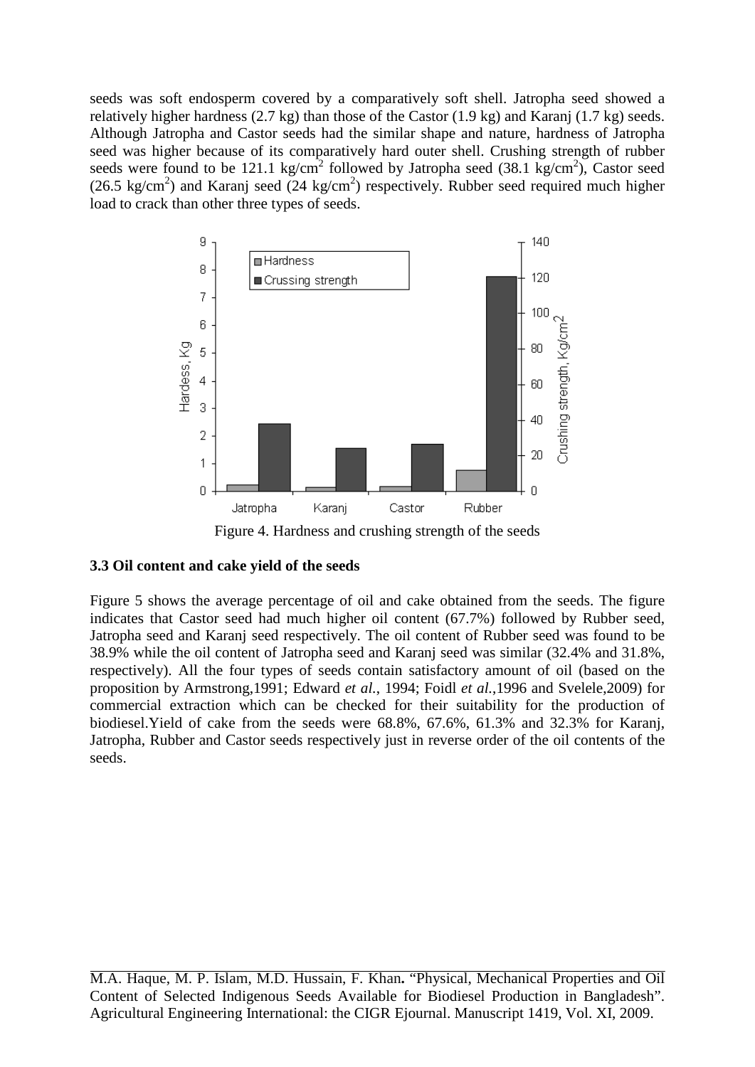seeds was soft endosperm covered by a comparatively soft shell. Jatropha seed showed a relatively higher hardness (2.7 kg) than those of the Castor (1.9 kg) and Karanj (1.7 kg) seeds. Although Jatropha and Castor seeds had the similar shape and nature, hardness of Jatropha seed was higher because of its comparatively hard outer shell. Crushing strength of rubber seeds were found to be 121.1 kg/cm$^2$ followed by Jatropha seed (38.1 kg/cm$^2$), Castor seed (26.5 kg/cm$^2$) and Karanj seed (24 kg/cm$^2$) respectively. Rubber seed required much higher load to crack than other three types of seeds.

Figure 4. Hardness and crushing strength of the seeds

### 3.3 Oil content and cake yield of the seeds

Figure 5 shows the average percentage of oil and cake obtained from the seeds. The figure indicates that Castor seed had much higher oil content (67.7%) followed by Rubber seed, Jatropha seed and Karanj seed respectively. The oil content of Rubber seed was found to be 38.9% while the oil content of Jatropha seed and Karanj seed was similar (32.4% and 31.8%, respectively). All the four types of seeds contain satisfactory amount of oil (based on the proposition by Armstrong,1991; Edward *et al.*, 1994; Foidl *et al.*,1996 and Svelele,2009) for commercial extraction which can be checked for their suitability for the production of biodiesel.Yield of cake from the seeds were 68.8%, 67.6%, 61.3% and 32.3% for Karanj, Jatropha, Rubber and Castor seeds respectively just in reverse order of the oil contents of the seeds.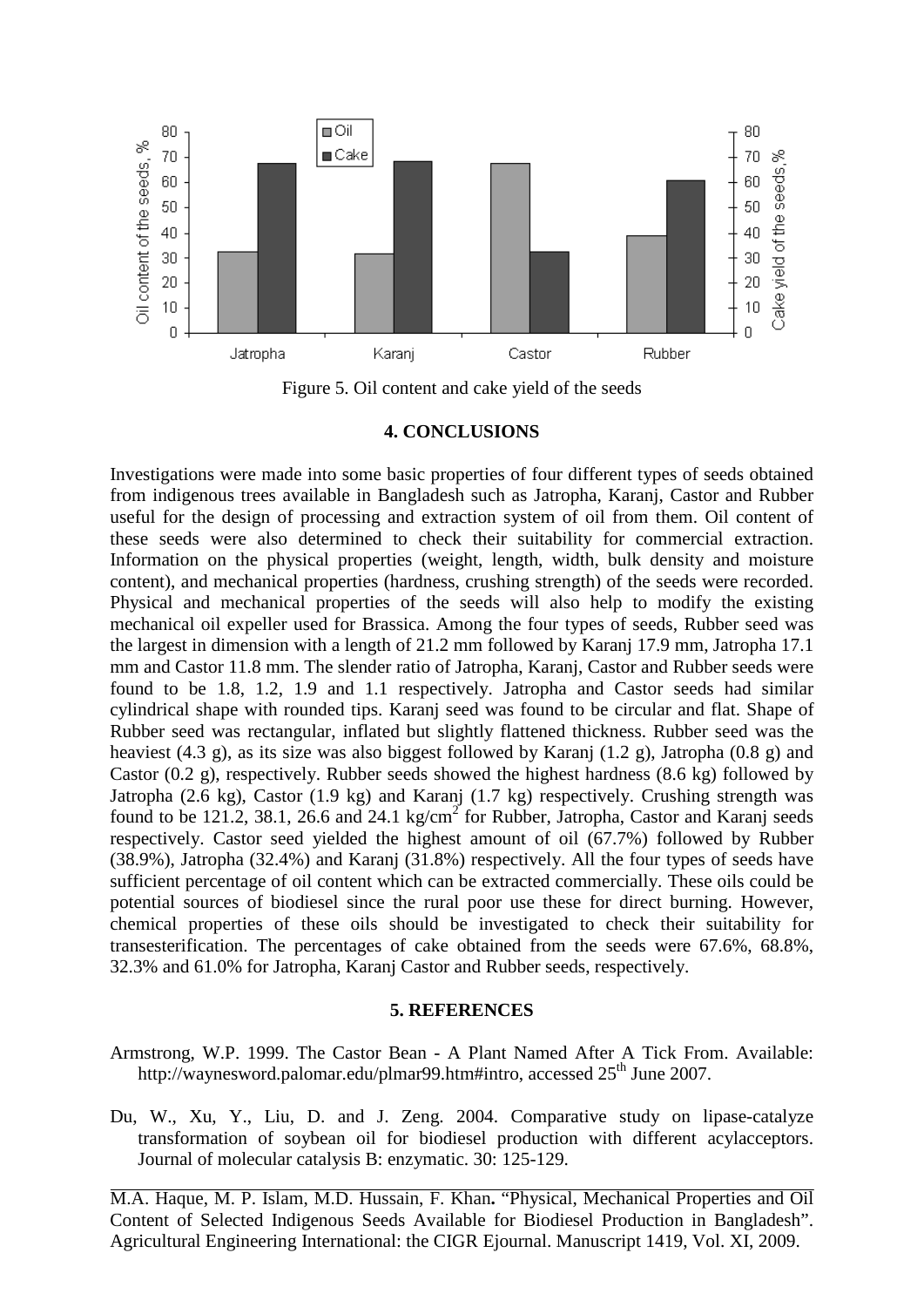Figure 5. Oil content and cake yield of the seeds

## 4. CONCLUSIONS

Investigations were made into some basic properties of four different types of seeds obtained from indigenous trees available in Bangladesh such as Jatropha, Karanj, Castor and Rubber useful for the design of processing and extraction system of oil from them. Oil content of these seeds were also determined to check their suitability for commercial extraction. Information on the physical properties (weight, length, width, bulk density and moisture content), and mechanical properties (hardness, crushing strength) of the seeds were recorded. Physical and mechanical properties of the seeds will also help to modify the existing mechanical oil expeller used for Brassica. Among the four types of seeds, Rubber seed was the largest in dimension with a length of 21.2 mm followed by Karanj 17.9 mm, Jatropha 17.1 mm and Castor 11.8 mm. The slender ratio of Jatropha, Karanj, Castor and Rubber seeds were found to be 1.8, 1.2, 1.9 and 1.1 respectively. Jatropha and Castor seeds had similar cylindrical shape with rounded tips. Karanj seed was found to be circular and flat. Shape of Rubber seed was rectangular, inflated but slightly flattened thickness. Rubber seed was the heaviest (4.3 g), as its size was also biggest followed by Karanj (1.2 g), Jatropha (0.8 g) and Castor (0.2 g), respectively. Rubber seeds showed the highest hardness (8.6 kg) followed by Jatropha (2.6 kg), Castor (1.9 kg) and Karanj (1.7 kg) respectively. Crushing strength was found to be 121.2, 38.1, 26.6 and 24.1 kg/cm$^2$ for Rubber, Jatropha, Castor and Karanj seeds respectively. Castor seed yielded the highest amount of oil (67.7%) followed by Rubber (38.9%), Jatropha (32.4%) and Karanj (31.8%) respectively. All the four types of seeds have sufficient percentage of oil content which can be extracted commercially. These oils could be potential sources of biodiesel since the rural poor use these for direct burning. However, chemical properties of these oils should be investigated to check their suitability for transesterification. The percentages of cake obtained from the seeds were 67.6%, 68.8%, 32.3% and 61.0% for Jatropha, Karanj Castor and Rubber seeds, respectively.

## 5. REFERENCES

Armstrong, W.P. 1999. The Castor Bean - A Plant Named After A Tick From. Available: http://waynesword.palomar.edu/plmar99.htm#intro, accessed 25th June 2007.

Du, W., Xu, Y., Liu, D. and J. Zeng. 2004. Comparative study on lipase-catalyze transformation of soybean oil for biodiesel production with different acylacceptors. Journal of molecular catalysis B: enzymatic. 30: 125-129.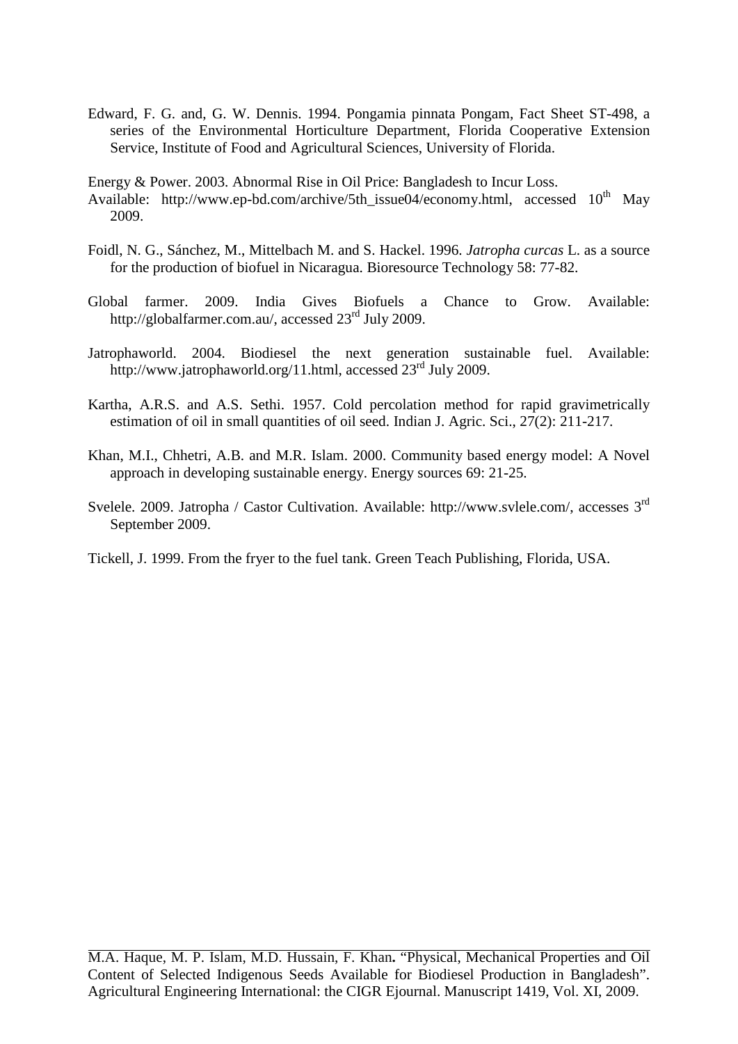Edward, F. G. and, G. W. Dennis. 1994. Pongamia pinnata Pongam, Fact Sheet ST-498, a series of the Environmental Horticulture Department, Florida Cooperative Extension Service, Institute of Food and Agricultural Sciences, University of Florida.

Energy & Power. 2003. Abnormal Rise in Oil Price: Bangladesh to Incur Loss. Available: http://www.ep-bd.com/archive/5th_issue04/economy.html, accessed 10th May 2009.

Foidl, N. G., Sánchez, M., Mittelbach M. and S. Hackel. 1996. *Jatropha curcas* L. as a source for the production of biofuel in Nicaragua. Bioresource Technology 58: 77-82.

Global farmer. 2009. India Gives Biofuels a Chance to Grow. Available: http://globalfarmer.com.au/, accessed 23rd July 2009.

Jatrophaworld. 2004. Biodiesel the next generation sustainable fuel. Available: http://www.jatrophaworld.org/11.html, accessed 23rd July 2009.

Kartha, A.R.S. and A.S. Sethi. 1957. Cold percolation method for rapid gravimetrically estimation of oil in small quantities of oil seed. Indian J. Agric. Sci., 27(2): 211-217.

Khan, M.I., Chhetri, A.B. and M.R. Islam. 2000. Community based energy model: A Novel approach in developing sustainable energy. Energy sources 69: 21-25.

Svelele. 2009. Jatropha / Castor Cultivation. Available: http://www.svlele.com/, accesses 3rd September 2009.

Tickell, J. 1999. From the fryer to the fuel tank. Green Teach Publishing, Florida, USA.